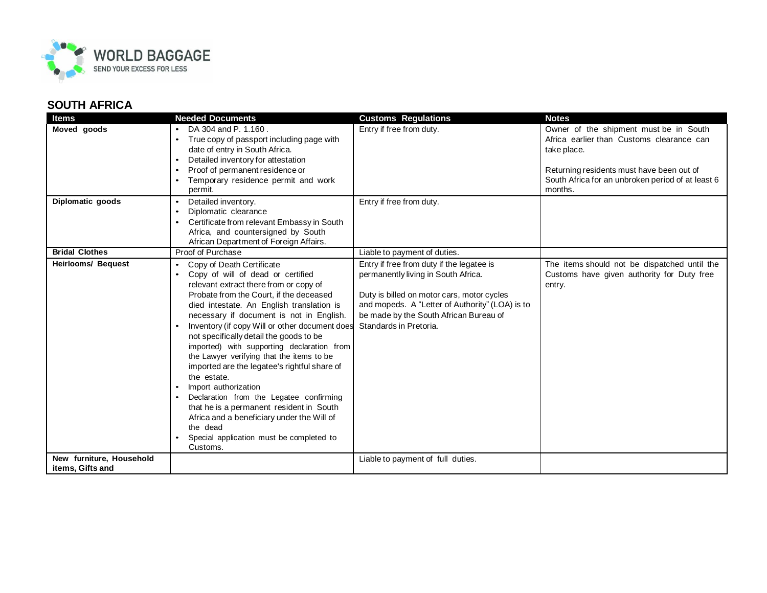## SOUTH AFRICA

| Items | Needed Documents | Customs Regulations | Notes |
|---|---|---|---|
| **Moved goods** | • DA 304 and P. 1.160 .<br>• True copy of passport including page with date of entry in South Africa.<br>• Detailed inventory for attestation<br>• Proof of permanent residence or<br>• Temporary residence permit and work permit. | Entry if free from duty. | Owner of the shipment must be in South Africa earlier than Customs clearance can take place.<br><br>Returning residents must have been out of South Africa for an unbroken period of at least 6 months. |
| **Diplomatic goods** | • Detailed inventory.<br>• Diplomatic clearance<br>• Certificate from relevant Embassy in South Africa, and countersigned by South African Department of Foreign Affairs. | Entry if free from duty. | |
| **Bridal Clothes** | Proof of Purchase | Liable to payment of duties. | |
| **Heirlooms/ Bequest** | • Copy of Death Certificate<br>• Copy of will of dead or certified relevant extract there from or copy of Probate from the Court, if the deceased died intestate. An English translation is necessary if document is not in English.<br>• Inventory (if copy Will or other document does not specifically detail the goods to be imported) with supporting declaration from the Lawyer verifying that the items to be imported are the legatee's rightful share of the estate.<br>• Import authorization<br>• Declaration from the Legatee confirming that he is a permanent resident in South Africa and a beneficiary under the Will of the dead<br>• Special application must be completed to Customs. | Entry if free from duty if the legatee is permanently living in South Africa.<br><br>Duty is billed on motor cars, motor cycles and mopeds. A "Letter of Authority" (LOA) is to be made by the South African Bureau of Standards in Pretoria. | The items should not be dispatched until the Customs have given authority for Duty free entry. |
| **New furniture, Household items, Gifts and** | | Liable to payment of full duties. | |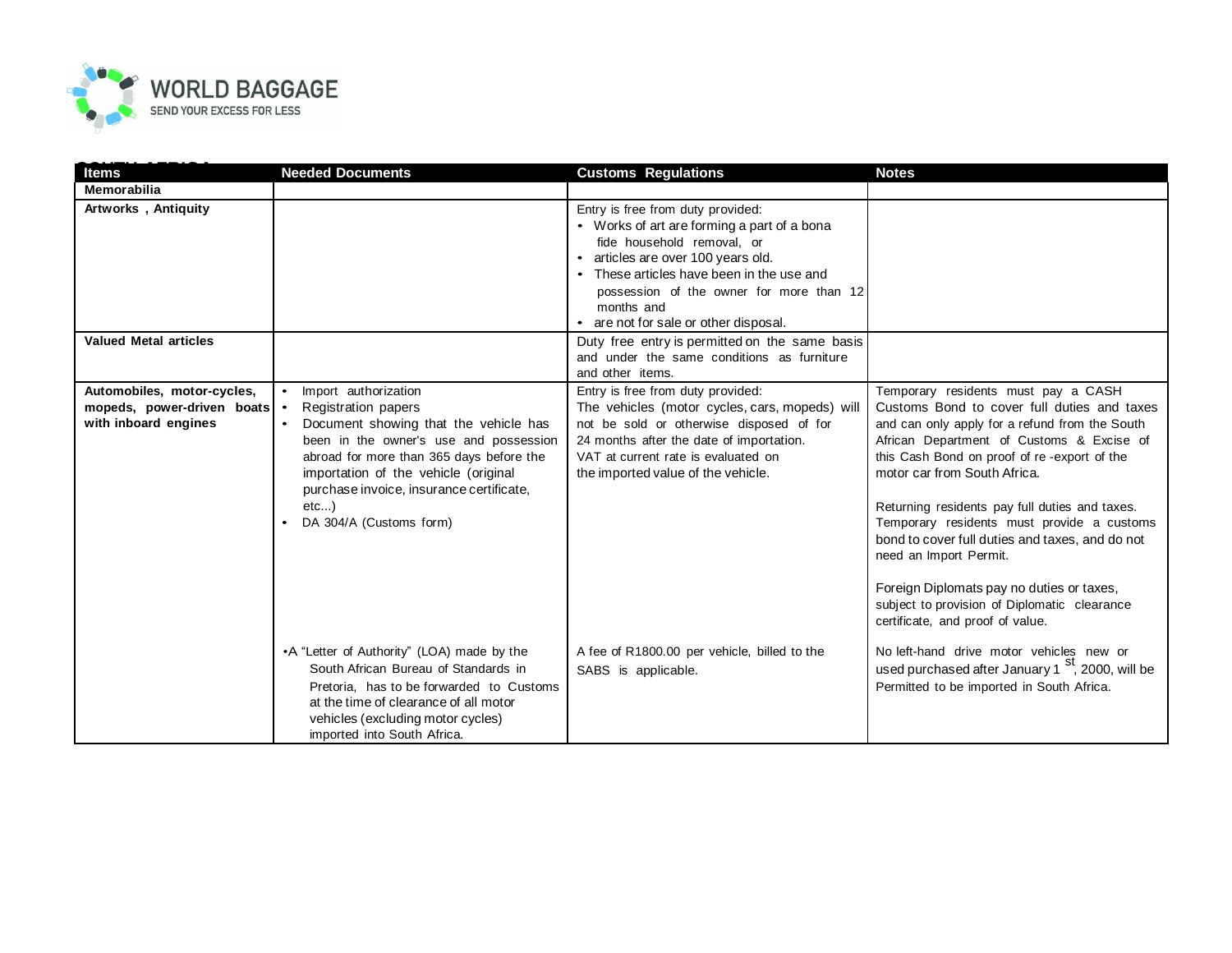| Items | Needed Documents | Customs Regulations | Notes |
|---|---|---|---|
| **Memorabilia** | | | |
| **Artworks , Antiquity** | | Entry is free from duty provided:<br>• Works of art are forming a part of a bona fide household removal, or<br>• articles are over 100 years old.<br>• These articles have been in the use and possession of the owner for more than 12 months and<br>• are not for sale or other disposal. | |
| **Valued Metal articles** | | Duty free entry is permitted on the same basis and under the same conditions as furniture and other items. | |
| **Automobiles, motor-cycles, mopeds, power-driven boats with inboard engines** | • Import authorization<br>• Registration papers<br>• Document showing that the vehicle has been in the owner's use and possession abroad for more than 365 days before the importation of the vehicle (original purchase invoice, insurance certificate, etc...)<br>• DA 304/A (Customs form)<br><br>• A "Letter of Authority" (LOA) made by the South African Bureau of Standards in Pretoria, has to be forwarded to Customs at the time of clearance of all motor vehicles (excluding motor cycles) imported into South Africa. | Entry is free from duty provided:<br>The vehicles (motor cycles, cars, mopeds) will not be sold or otherwise disposed of for 24 months after the date of importation.<br>VAT at current rate is evaluated on the imported value of the vehicle.<br><br>A fee of R1800.00 per vehicle, billed to the SABS is applicable. | Temporary residents must pay a CASH Customs Bond to cover full duties and taxes and can only apply for a refund from the South African Department of Customs & Excise of this Cash Bond on proof of re -export of the motor car from South Africa.<br><br>Returning residents pay full duties and taxes.<br>Temporary residents must provide a customs bond to cover full duties and taxes, and do not need an Import Permit.<br><br>Foreign Diplomats pay no duties or taxes, subject to provision of Diplomatic clearance certificate, and proof of value.<br><br>No left-hand drive motor vehicles new or used purchased after January 1st, 2000, will be Permitted to be imported in South Africa. |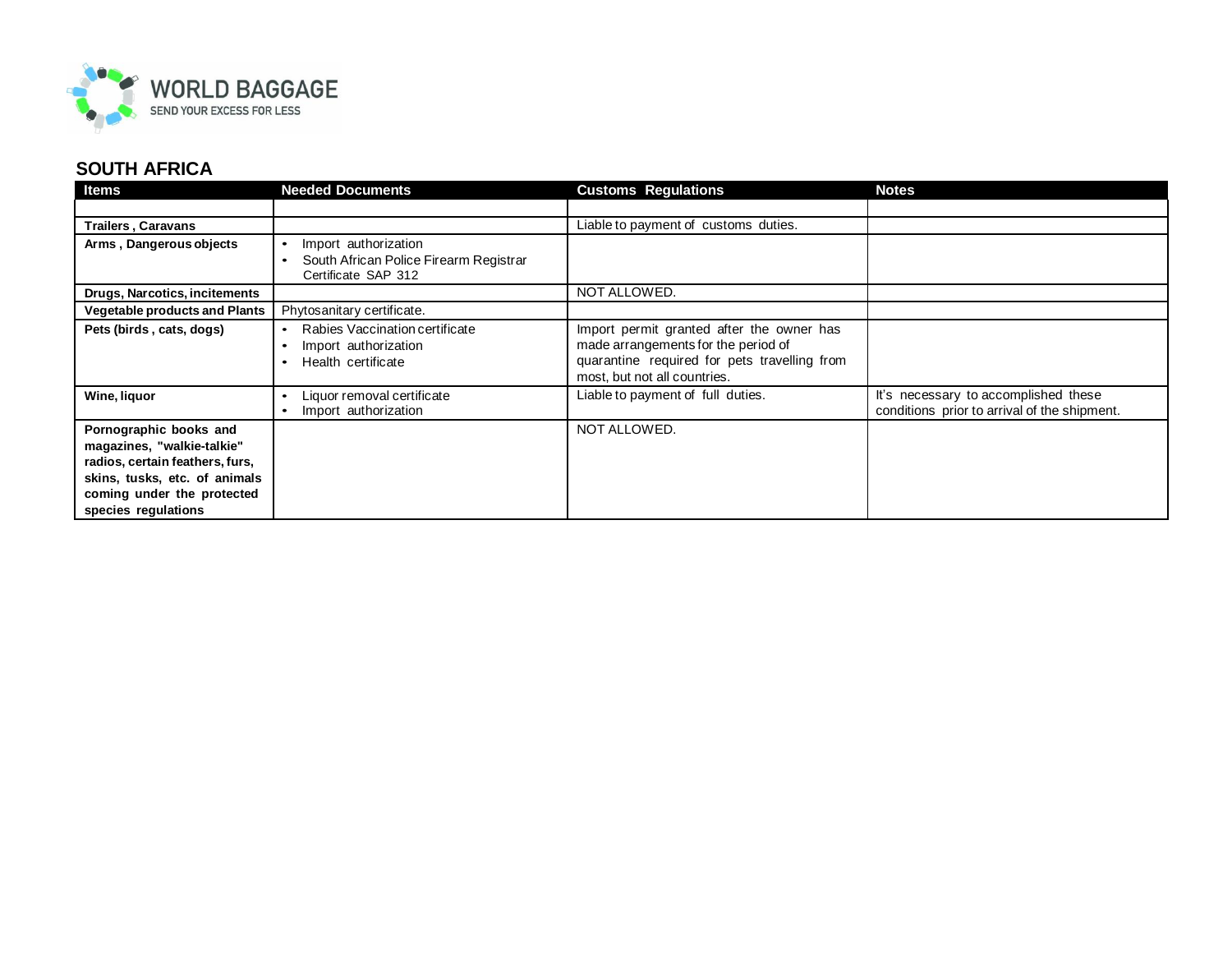## SOUTH AFRICA

| Items | Needed Documents | Customs Regulations | Notes |
|---|---|---|---|
| | | | |
| **Trailers , Caravans** | | Liable to payment of customs duties. | |
| **Arms , Dangerous objects** | • Import authorization<br>• South African Police Firearm Registrar Certificate SAP 312 | | |
| **Drugs, Narcotics, incitements** | | NOT ALLOWED. | |
| **Vegetable products and Plants** | Phytosanitary certificate. | | |
| **Pets (birds , cats, dogs)** | • Rabies Vaccination certificate<br>• Import authorization<br>• Health certificate | Import permit granted after the owner has made arrangements for the period of quarantine required for pets travelling from most, but not all countries. | |
| **Wine, liquor** | • Liquor removal certificate<br>• Import authorization | Liable to payment of full duties. | It's necessary to accomplished these conditions prior to arrival of the shipment. |
| **Pornographic books and magazines, "walkie-talkie" radios, certain feathers, furs, skins, tusks, etc. of animals coming under the protected species regulations** | | NOT ALLOWED. | |